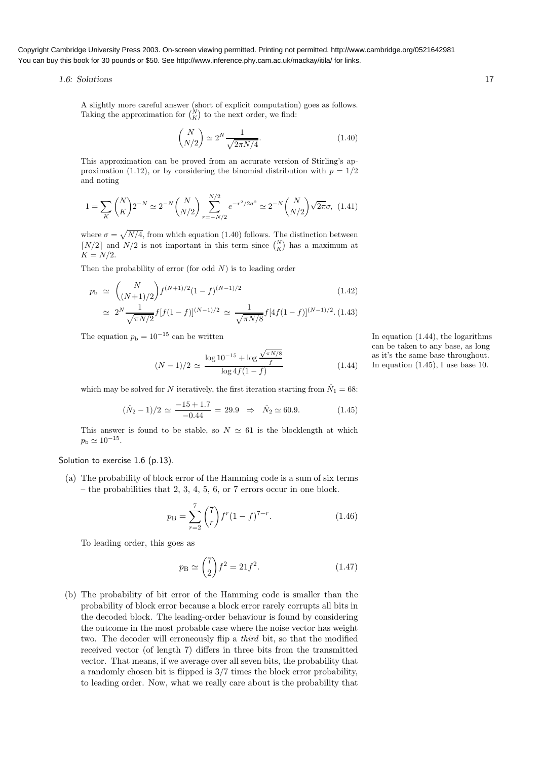A slightly more careful answer (short of explicit computation) goes as follows. Taking the approximation for $\binom{N}{K}$ to the next order, we find:

$$\binom{N}{N/2} \simeq 2^N \frac{1}{\sqrt{2\pi N/4}}. \tag{1.40}$$

This approximation can be proved from an accurate version of Stirling's approximation (1.12), or by considering the binomial distribution with $p = 1/2$ and noting

$$1 = \sum_K \binom{N}{K} 2^{-N} \simeq 2^{-N} \binom{N}{N/2} \sum_{r=-N/2}^{N/2} e^{-r^2/2\sigma^2} \simeq 2^{-N} \binom{N}{N/2} \sqrt{2\pi}\sigma, \tag{1.41}$$

where $\sigma = \sqrt{N/4}$, from which equation (1.40) follows. The distinction between $\lceil N/2 \rceil$ and $N/2$ is not important in this term since $\binom{N}{K}$ has a maximum at $K = N/2$.

Then the probability of error (for odd $N$) is to leading order

$$p_{\mathrm{b}} \simeq \binom{N}{(N+1)/2} f^{(N+1)/2}(1-f)^{(N-1)/2} \tag{1.42}$$

$$\simeq 2^N \frac{1}{\sqrt{\pi N/2}} f[f(1-f)]^{(N-1)/2} \simeq \frac{1}{\sqrt{\pi N/8}} f[4f(1-f)]^{(N-1)/2}. \tag{1.43}$$

The equation $p_{\mathrm{b}} = 10^{-15}$ can be written

$$(N-1)/2 \simeq \frac{\log 10^{-15} + \log \frac{\sqrt{\pi N/8}}{f}}{\log 4f(1-f)} \tag{1.44}$$

In equation (1.44), the logarithms can be taken to any base, as long as it's the same base throughout. In equation (1.45), I use base 10.

which may be solved for $N$ iteratively, the first iteration starting from $\hat{N}_1 = 68$:

$$(\hat{N}_2 - 1)/2 \simeq \frac{-15 + 1.7}{-0.44} = 29.9 \;\Rightarrow\; \hat{N}_2 \simeq 60.9. \tag{1.45}$$

This answer is found to be stable, so $N \simeq 61$ is the blocklength at which $p_{\mathrm{b}} \simeq 10^{-15}$.

Solution to exercise 1.6 (p.13).

(a) The probability of block error of the Hamming code is a sum of six terms – the probabilities that 2, 3, 4, 5, 6, or 7 errors occur in one block.

$$p_{\mathrm{B}} = \sum_{r=2}^{7} \binom{7}{r} f^r (1-f)^{7-r}. \tag{1.46}$$

To leading order, this goes as

$$p_{\mathrm{B}} \simeq \binom{7}{2} f^2 = 21 f^2. \tag{1.47}$$

(b) The probability of bit error of the Hamming code is smaller than the probability of block error because a block error rarely corrupts all bits in the decoded block. The leading-order behaviour is found by considering the outcome in the most probable case where the noise vector has weight two. The decoder will erroneously flip a *third* bit, so that the modified received vector (of length 7) differs in three bits from the transmitted vector. That means, if we average over all seven bits, the probability that a randomly chosen bit is flipped is 3/7 times the block error probability, to leading order. Now, what we really care about is the probability that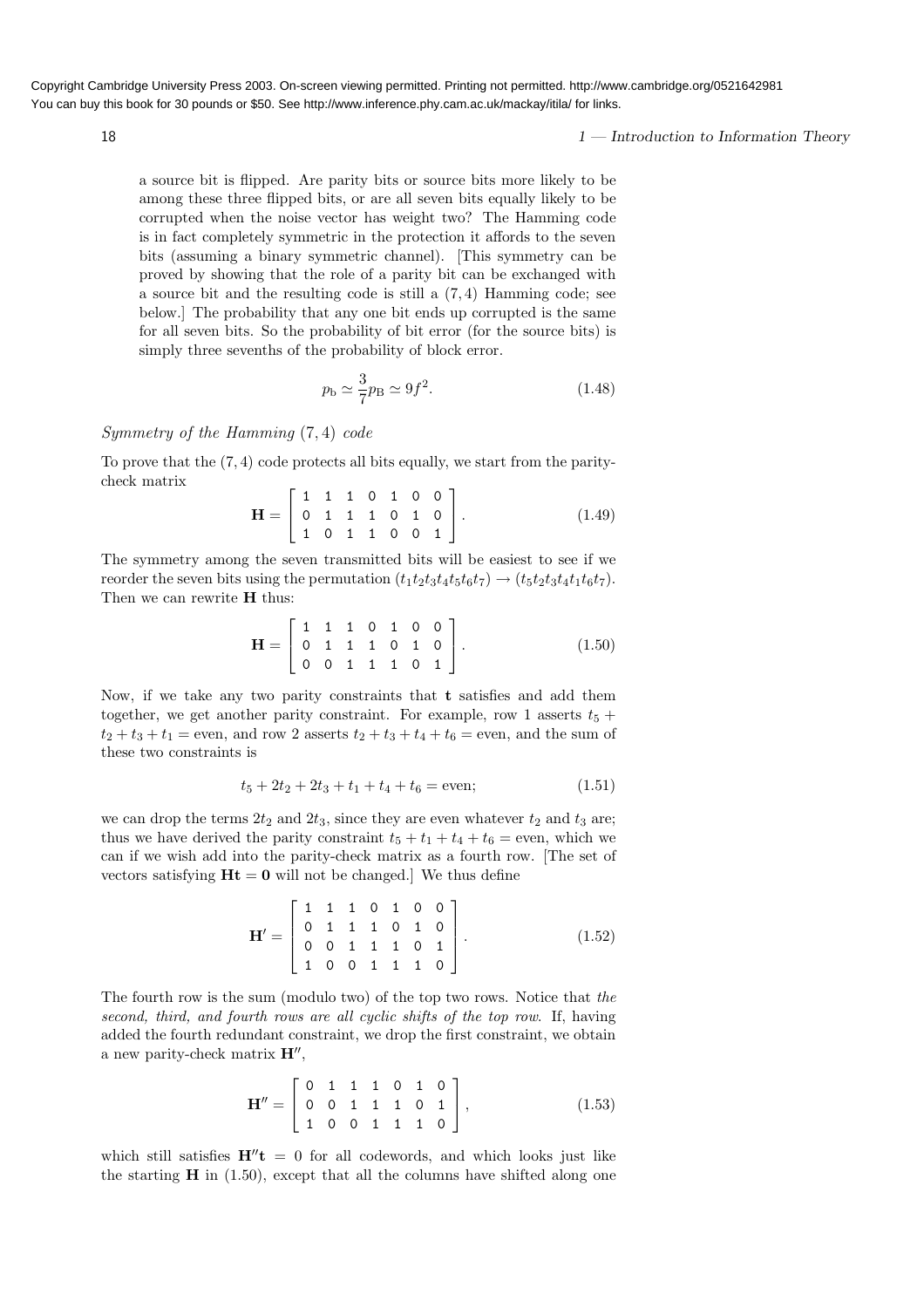a source bit is flipped. Are parity bits or source bits more likely to be among these three flipped bits, or are all seven bits equally likely to be corrupted when the noise vector has weight two? The Hamming code is in fact completely symmetric in the protection it affords to the seven bits (assuming a binary symmetric channel). [This symmetry can be proved by showing that the role of a parity bit can be exchanged with a source bit and the resulting code is still a $(7,4)$ Hamming code; see below.] The probability that any one bit ends up corrupted is the same for all seven bits. So the probability of bit error (for the source bits) is simply three sevenths of the probability of block error.

$$p_{\rm b} \simeq \frac{3}{7} p_{\rm B} \simeq 9f^2. \tag{1.48}$$

### *Symmetry of the Hamming $(7,4)$ code*

To prove that the $(7,4)$ code protects all bits equally, we start from the parity-check matrix

$$\mathbf{H} = \left[ \begin{array}{ccccccc} 1 & 1 & 1 & 0 & 1 & 0 & 0 \\ 0 & 1 & 1 & 1 & 0 & 1 & 0 \\ 1 & 0 & 1 & 1 & 0 & 0 & 1 \end{array} \right]. \tag{1.49}$$

The symmetry among the seven transmitted bits will be easiest to see if we reorder the seven bits using the permutation $(t_1 t_2 t_3 t_4 t_5 t_6 t_7) \rightarrow (t_5 t_2 t_3 t_4 t_1 t_6 t_7)$. Then we can rewrite $\mathbf{H}$ thus:

$$\mathbf{H} = \left[ \begin{array}{ccccccc} 1 & 1 & 1 & 0 & 1 & 0 & 0 \\ 0 & 1 & 1 & 1 & 0 & 1 & 0 \\ 0 & 0 & 1 & 1 & 1 & 0 & 1 \end{array} \right]. \tag{1.50}$$

Now, if we take any two parity constraints that $\mathbf{t}$ satisfies and add them together, we get another parity constraint. For example, row 1 asserts $t_5 + t_2 + t_3 + t_1 = \text{even}$, and row 2 asserts $t_2 + t_3 + t_4 + t_6 = \text{even}$, and the sum of these two constraints is

$$t_5 + 2t_2 + 2t_3 + t_1 + t_4 + t_6 = \text{even}; \tag{1.51}$$

we can drop the terms $2t_2$ and $2t_3$, since they are even whatever $t_2$ and $t_3$ are; thus we have derived the parity constraint $t_5 + t_1 + t_4 + t_6 = \text{even}$, which we can if we wish add into the parity-check matrix as a fourth row. [The set of vectors satisfying $\mathbf{Ht} = \mathbf{0}$ will not be changed.] We thus define

$$\mathbf{H}' = \left[ \begin{array}{ccccccc} 1 & 1 & 1 & 0 & 1 & 0 & 0 \\ 0 & 1 & 1 & 1 & 0 & 1 & 0 \\ 0 & 0 & 1 & 1 & 1 & 0 & 1 \\ 1 & 0 & 0 & 1 & 1 & 1 & 0 \end{array} \right]. \tag{1.52}$$

The fourth row is the sum (modulo two) of the top two rows. Notice that *the second, third, and fourth rows are all cyclic shifts of the top row*. If, having added the fourth redundant constraint, we drop the first constraint, we obtain a new parity-check matrix $\mathbf{H}''$,

$$\mathbf{H}'' = \left[ \begin{array}{ccccccc} 0 & 1 & 1 & 1 & 0 & 1 & 0 \\ 0 & 0 & 1 & 1 & 1 & 0 & 1 \\ 1 & 0 & 0 & 1 & 1 & 1 & 0 \end{array} \right], \tag{1.53}$$

which still satisfies $\mathbf{H}''\mathbf{t} = 0$ for all codewords, and which looks just like the starting $\mathbf{H}$ in (1.50), except that all the columns have shifted along one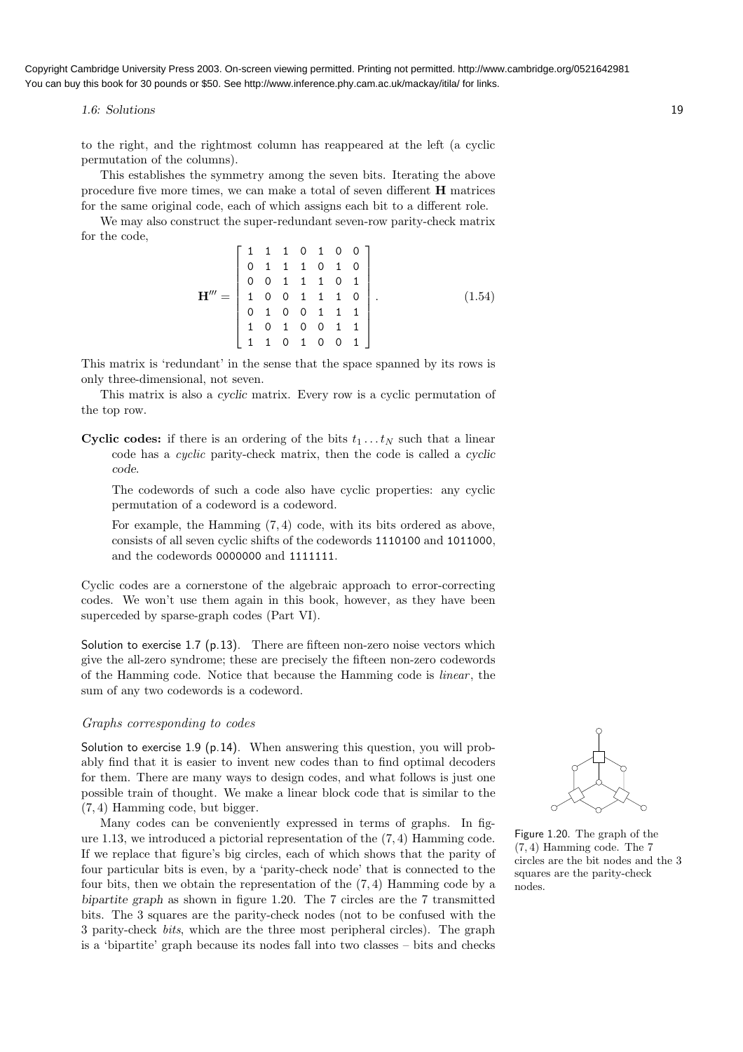to the right, and the rightmost column has reappeared at the left (a cyclic permutation of the columns).

This establishes the symmetry among the seven bits. Iterating the above procedure five more times, we can make a total of seven different $\mathbf{H}$ matrices for the same original code, each of which assigns each bit to a different role.

We may also construct the super-redundant seven-row parity-check matrix for the code,

$$\mathbf{H}''' = \begin{bmatrix} 1 & 1 & 1 & 0 & 1 & 0 & 0 \\ 0 & 1 & 1 & 1 & 0 & 1 & 0 \\ 0 & 0 & 1 & 1 & 1 & 0 & 1 \\ 1 & 0 & 0 & 1 & 1 & 1 & 0 \\ 0 & 1 & 0 & 0 & 1 & 1 & 1 \\ 1 & 0 & 1 & 0 & 0 & 1 & 1 \\ 1 & 1 & 0 & 1 & 0 & 0 & 1 \end{bmatrix}. \tag{1.54}$$

This matrix is 'redundant' in the sense that the space spanned by its rows is only three-dimensional, not seven.

This matrix is also a *cyclic* matrix. Every row is a cyclic permutation of the top row.

**Cyclic codes:** if there is an ordering of the bits $t_1 \dots t_N$ such that a linear code has a *cyclic* parity-check matrix, then the code is called a *cyclic code*.

The codewords of such a code also have cyclic properties: any cyclic permutation of a codeword is a codeword.

For example, the Hamming $(7, 4)$ code, with its bits ordered as above, consists of all seven cyclic shifts of the codewords 1110100 and 1011000, and the codewords 0000000 and 1111111.

Cyclic codes are a cornerstone of the algebraic approach to error-correcting codes. We won't use them again in this book, however, as they have been superceded by sparse-graph codes (Part VI).

Solution to exercise 1.7 (p.13). There are fifteen non-zero noise vectors which give the all-zero syndrome; these are precisely the fifteen non-zero codewords of the Hamming code. Notice that because the Hamming code is *linear*, the sum of any two codewords is a codeword.

### *Graphs corresponding to codes*

Solution to exercise 1.9 (p.14). When answering this question, you will probably find that it is easier to invent new codes than to find optimal decoders for them. There are many ways to design codes, and what follows is just one possible train of thought. We make a linear block code that is similar to the $(7, 4)$ Hamming code, but bigger.

Many codes can be conveniently expressed in terms of graphs. In figure 1.13, we introduced a pictorial representation of the $(7, 4)$ Hamming code. If we replace that figure's big circles, each of which shows that the parity of four particular bits is even, by a 'parity-check node' that is connected to the four bits, then we obtain the representation of the $(7, 4)$ Hamming code by a *bipartite graph* as shown in figure 1.20. The 7 circles are the 7 transmitted bits. The 3 squares are the parity-check nodes (not to be confused with the 3 parity-check *bits*, which are the three most peripheral circles). The graph is a 'bipartite' graph because its nodes fall into two classes – bits and checks

Figure 1.20. The graph of the $(7, 4)$ Hamming code. The 7 circles are the bit nodes and the 3 squares are the parity-check nodes.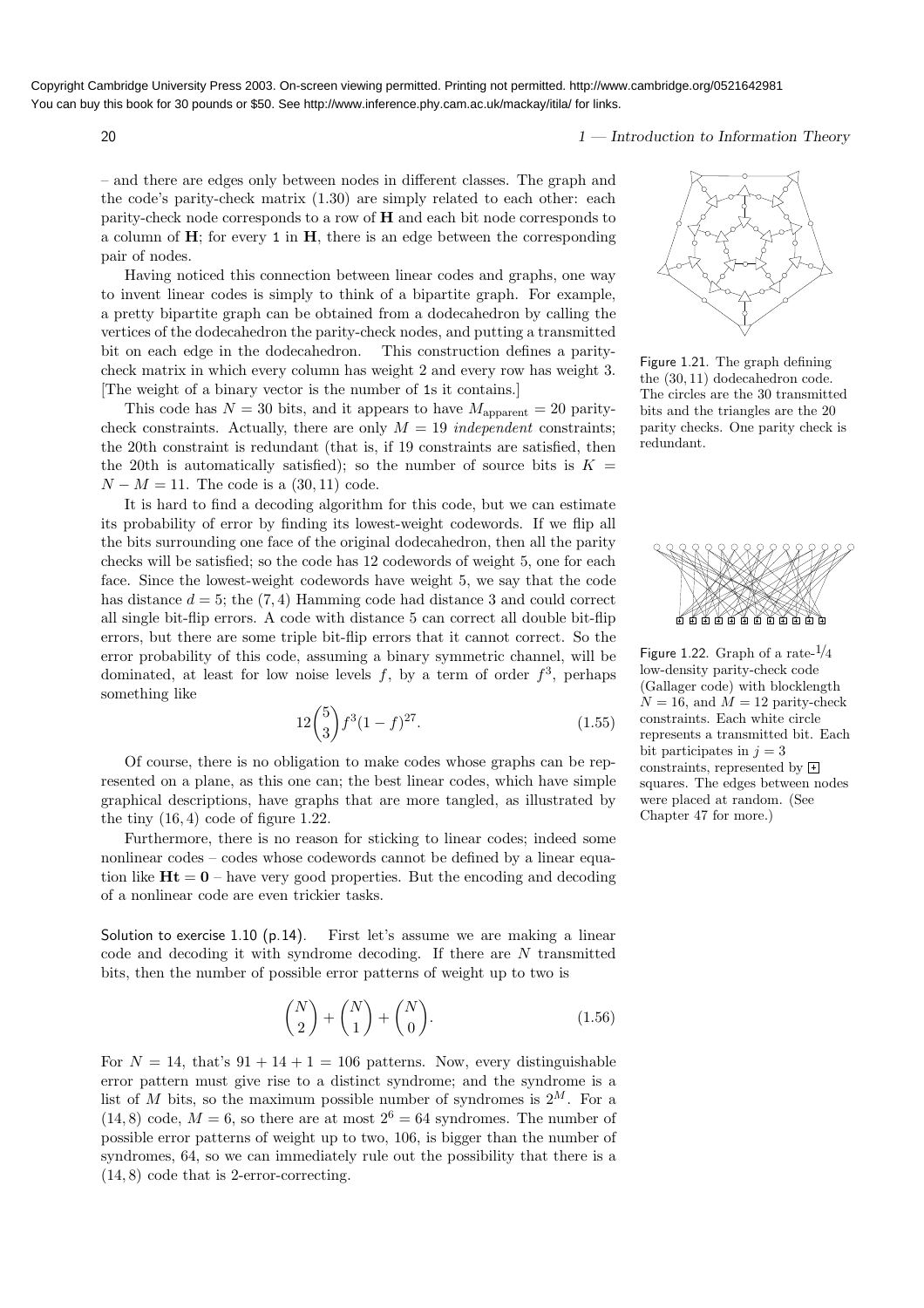– and there are edges only between nodes in different classes. The graph and the code's parity-check matrix (1.30) are simply related to each other: each parity-check node corresponds to a row of $\mathbf{H}$ and each bit node corresponds to a column of $\mathbf{H}$; for every 1 in $\mathbf{H}$, there is an edge between the corresponding pair of nodes.

Having noticed this connection between linear codes and graphs, one way to invent linear codes is simply to think of a bipartite graph. For example, a pretty bipartite graph can be obtained from a dodecahedron by calling the vertices of the dodecahedron the parity-check nodes, and putting a transmitted bit on each edge in the dodecahedron. This construction defines a parity-check matrix in which every column has weight 2 and every row has weight 3. [The weight of a binary vector is the number of 1s it contains.]

Figure 1.21. The graph defining the $(30, 11)$ dodecahedron code. The circles are the 30 transmitted bits and the triangles are the 20 parity checks. One parity check is redundant.

This code has $N = 30$ bits, and it appears to have $M_{\text{apparent}} = 20$ parity-check constraints. Actually, there are only $M = 19$ *independent* constraints; the 20th constraint is redundant (that is, if 19 constraints are satisfied, then the 20th is automatically satisfied); so the number of source bits is $K = N - M = 11$. The code is a $(30, 11)$ code.

It is hard to find a decoding algorithm for this code, but we can estimate its probability of error by finding its lowest-weight codewords. If we flip all the bits surrounding one face of the original dodecahedron, then all the parity checks will be satisfied; so the code has 12 codewords of weight 5, one for each face. Since the lowest-weight codewords have weight 5, we say that the code has distance $d = 5$; the $(7, 4)$ Hamming code had distance 3 and could correct all single bit-flip errors. A code with distance 5 can correct all double bit-flip errors, but there are some triple bit-flip errors that it cannot correct. So the error probability of this code, assuming a binary symmetric channel, will be dominated, at least for low noise levels $f$, by a term of order $f^3$, perhaps something like

$$12\binom{5}{3}f^3(1-f)^{27}. \tag{1.55}$$

Of course, there is no obligation to make codes whose graphs can be represented on a plane, as this one can; the best linear codes, which have simple graphical descriptions, have graphs that are more tangled, as illustrated by the tiny $(16, 4)$ code of figure 1.22.

Figure 1.22. Graph of a rate-$1/4$ low-density parity-check code (Gallager code) with blocklength $N = 16$, and $M = 12$ parity-check constraints. Each white circle represents a transmitted bit. Each bit participates in $j = 3$ constraints, represented by ⊞ squares. The edges between nodes were placed at random. (See Chapter 47 for more.)

Furthermore, there is no reason for sticking to linear codes; indeed some nonlinear codes – codes whose codewords cannot be defined by a linear equation like $\mathbf{Ht} = \mathbf{0}$ – have very good properties. But the encoding and decoding of a nonlinear code are even trickier tasks.

Solution to exercise 1.10 (p.14). First let's assume we are making a linear code and decoding it with syndrome decoding. If there are $N$ transmitted bits, then the number of possible error patterns of weight up to two is

$$\binom{N}{2} + \binom{N}{1} + \binom{N}{0}. \tag{1.56}$$

For $N = 14$, that's $91 + 14 + 1 = 106$ patterns. Now, every distinguishable error pattern must give rise to a distinct syndrome; and the syndrome is a list of $M$ bits, so the maximum possible number of syndromes is $2^M$. For a $(14, 8)$ code, $M = 6$, so there are at most $2^6 = 64$ syndromes. The number of possible error patterns of weight up to two, 106, is bigger than the number of syndromes, 64, so we can immediately rule out the possibility that there is a $(14, 8)$ code that is 2-error-correcting.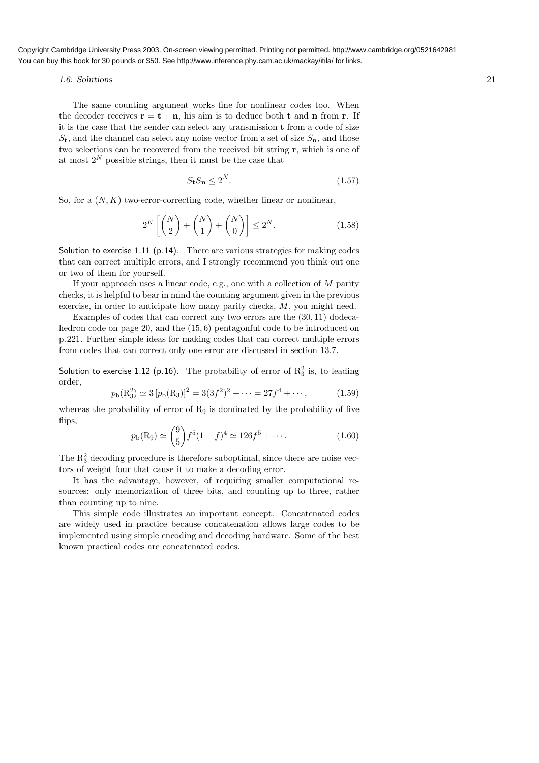The same counting argument works fine for nonlinear codes too. When the decoder receives $\mathbf{r} = \mathbf{t} + \mathbf{n}$, his aim is to deduce both $\mathbf{t}$ and $\mathbf{n}$ from $\mathbf{r}$. If it is the case that the sender can select any transmission $\mathbf{t}$ from a code of size $S_{\mathbf{t}}$, and the channel can select any noise vector from a set of size $S_{\mathbf{n}}$, and those two selections can be recovered from the received bit string $\mathbf{r}$, which is one of at most $2^N$ possible strings, then it must be the case that

$$S_{\mathbf{t}} S_{\mathbf{n}} \leq 2^N. \tag{1.57}$$

So, for a $(N, K)$ two-error-correcting code, whether linear or nonlinear,

$$2^K \left[ \binom{N}{2} + \binom{N}{1} + \binom{N}{0} \right] \leq 2^N. \tag{1.58}$$

Solution to exercise 1.11 (p.14). There are various strategies for making codes that can correct multiple errors, and I strongly recommend you think out one or two of them for yourself.

If your approach uses a linear code, e.g., one with a collection of $M$ parity checks, it is helpful to bear in mind the counting argument given in the previous exercise, in order to anticipate how many parity checks, $M$, you might need.

Examples of codes that can correct any two errors are the $(30, 11)$ dodecahedron code on page 20, and the $(15, 6)$ pentagonful code to be introduced on p.221. Further simple ideas for making codes that can correct multiple errors from codes that can correct only one error are discussed in section 13.7.

Solution to exercise 1.12 (p.16). The probability of error of $\mathrm{R}_3^2$ is, to leading order,

$$p_{\mathrm{b}}(\mathrm{R}_3^2) \simeq 3\,[p_{\mathrm{b}}(\mathrm{R}_3)]^2 = 3(3f^2)^2 + \cdots = 27f^4 + \cdots, \tag{1.59}$$

whereas the probability of error of $\mathrm{R}_9$ is dominated by the probability of five flips,

$$p_{\mathrm{b}}(\mathrm{R}_9) \simeq \binom{9}{5} f^5(1-f)^4 \simeq 126f^5 + \cdots. \tag{1.60}$$

The $\mathrm{R}_3^2$ decoding procedure is therefore suboptimal, since there are noise vectors of weight four that cause it to make a decoding error.

It has the advantage, however, of requiring smaller computational resources: only memorization of three bits, and counting up to three, rather than counting up to nine.

This simple code illustrates an important concept. Concatenated codes are widely used in practice because concatenation allows large codes to be implemented using simple encoding and decoding hardware. Some of the best known practical codes are concatenated codes.